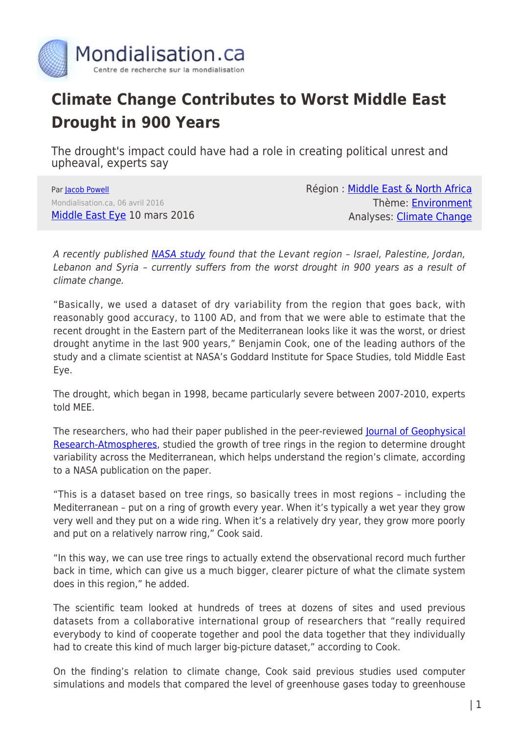# Climate Change Contributes to Worst Middle East Drought in 900 Years

The drought's impact could have had a role in creating political unrest and upheaval, experts say

Par Jacob Powell
Mondialisation.ca, 06 avril 2016
Middle East Eye 10 mars 2016

Région : Middle East & North Africa
Thème: Environment
Analyses: Climate Change

*A recently published NASA study found that the Levant region – Israel, Palestine, Jordan, Lebanon and Syria – currently suffers from the worst drought in 900 years as a result of climate change.*

"Basically, we used a dataset of dry variability from the region that goes back, with reasonably good accuracy, to 1100 AD, and from that we were able to estimate that the recent drought in the Eastern part of the Mediterranean looks like it was the worst, or driest drought anytime in the last 900 years," Benjamin Cook, one of the leading authors of the study and a climate scientist at NASA's Goddard Institute for Space Studies, told Middle East Eye.

The drought, which began in 1998, became particularly severe between 2007-2010, experts told MEE.

The researchers, who had their paper published in the peer-reviewed Journal of Geophysical Research-Atmospheres, studied the growth of tree rings in the region to determine drought variability across the Mediterranean, which helps understand the region's climate, according to a NASA publication on the paper.

"This is a dataset based on tree rings, so basically trees in most regions – including the Mediterranean – put on a ring of growth every year. When it's typically a wet year they grow very well and they put on a wide ring. When it's a relatively dry year, they grow more poorly and put on a relatively narrow ring," Cook said.

"In this way, we can use tree rings to actually extend the observational record much further back in time, which can give us a much bigger, clearer picture of what the climate system does in this region," he added.

The scientific team looked at hundreds of trees at dozens of sites and used previous datasets from a collaborative international group of researchers that "really required everybody to kind of cooperate together and pool the data together that they individually had to create this kind of much larger big-picture dataset," according to Cook.

On the finding's relation to climate change, Cook said previous studies used computer simulations and models that compared the level of greenhouse gases today to greenhouse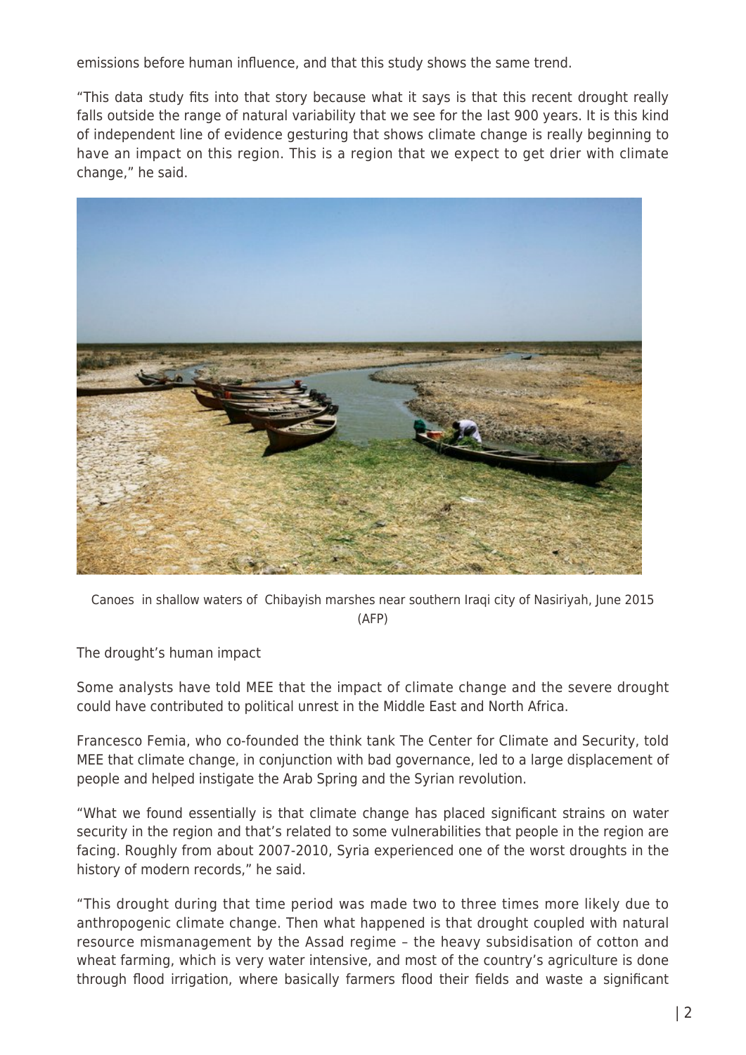emissions before human influence, and that this study shows the same trend.

"This data study fits into that story because what it says is that this recent drought really falls outside the range of natural variability that we see for the last 900 years. It is this kind of independent line of evidence gesturing that shows climate change is really beginning to have an impact on this region. This is a region that we expect to get drier with climate change," he said.

Canoes in shallow waters of Chibayish marshes near southern Iraqi city of Nasiriyah, June 2015 (AFP)

## The drought's human impact

Some analysts have told MEE that the impact of climate change and the severe drought could have contributed to political unrest in the Middle East and North Africa.

Francesco Femia, who co-founded the think tank The Center for Climate and Security, told MEE that climate change, in conjunction with bad governance, led to a large displacement of people and helped instigate the Arab Spring and the Syrian revolution.

"What we found essentially is that climate change has placed significant strains on water security in the region and that's related to some vulnerabilities that people in the region are facing. Roughly from about 2007-2010, Syria experienced one of the worst droughts in the history of modern records," he said.

"This drought during that time period was made two to three times more likely due to anthropogenic climate change. Then what happened is that drought coupled with natural resource mismanagement by the Assad regime – the heavy subsidisation of cotton and wheat farming, which is very water intensive, and most of the country's agriculture is done through flood irrigation, where basically farmers flood their fields and waste a significant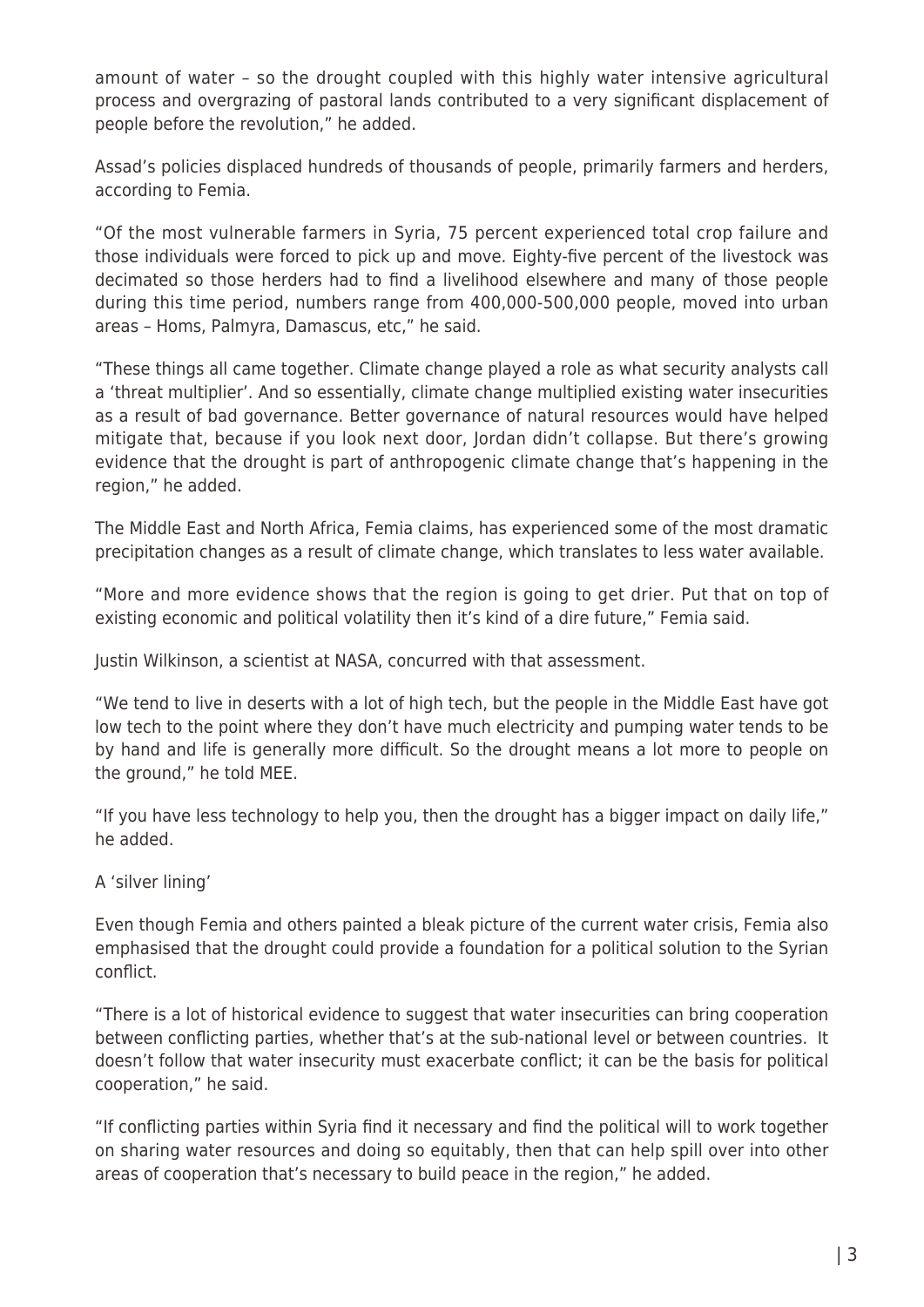amount of water – so the drought coupled with this highly water intensive agricultural process and overgrazing of pastoral lands contributed to a very significant displacement of people before the revolution," he added.

Assad's policies displaced hundreds of thousands of people, primarily farmers and herders, according to Femia.

"Of the most vulnerable farmers in Syria, 75 percent experienced total crop failure and those individuals were forced to pick up and move. Eighty-five percent of the livestock was decimated so those herders had to find a livelihood elsewhere and many of those people during this time period, numbers range from 400,000-500,000 people, moved into urban areas – Homs, Palmyra, Damascus, etc," he said.

"These things all came together. Climate change played a role as what security analysts call a 'threat multiplier'. And so essentially, climate change multiplied existing water insecurities as a result of bad governance. Better governance of natural resources would have helped mitigate that, because if you look next door, Jordan didn't collapse. But there's growing evidence that the drought is part of anthropogenic climate change that's happening in the region," he added.

The Middle East and North Africa, Femia claims, has experienced some of the most dramatic precipitation changes as a result of climate change, which translates to less water available.

"More and more evidence shows that the region is going to get drier. Put that on top of existing economic and political volatility then it's kind of a dire future," Femia said.

Justin Wilkinson, a scientist at NASA, concurred with that assessment.

"We tend to live in deserts with a lot of high tech, but the people in the Middle East have got low tech to the point where they don't have much electricity and pumping water tends to be by hand and life is generally more difficult. So the drought means a lot more to people on the ground," he told MEE.

"If you have less technology to help you, then the drought has a bigger impact on daily life," he added.

## A 'silver lining'

Even though Femia and others painted a bleak picture of the current water crisis, Femia also emphasised that the drought could provide a foundation for a political solution to the Syrian conflict.

"There is a lot of historical evidence to suggest that water insecurities can bring cooperation between conflicting parties, whether that's at the sub-national level or between countries. It doesn't follow that water insecurity must exacerbate conflict; it can be the basis for political cooperation," he said.

"If conflicting parties within Syria find it necessary and find the political will to work together on sharing water resources and doing so equitably, then that can help spill over into other areas of cooperation that's necessary to build peace in the region," he added.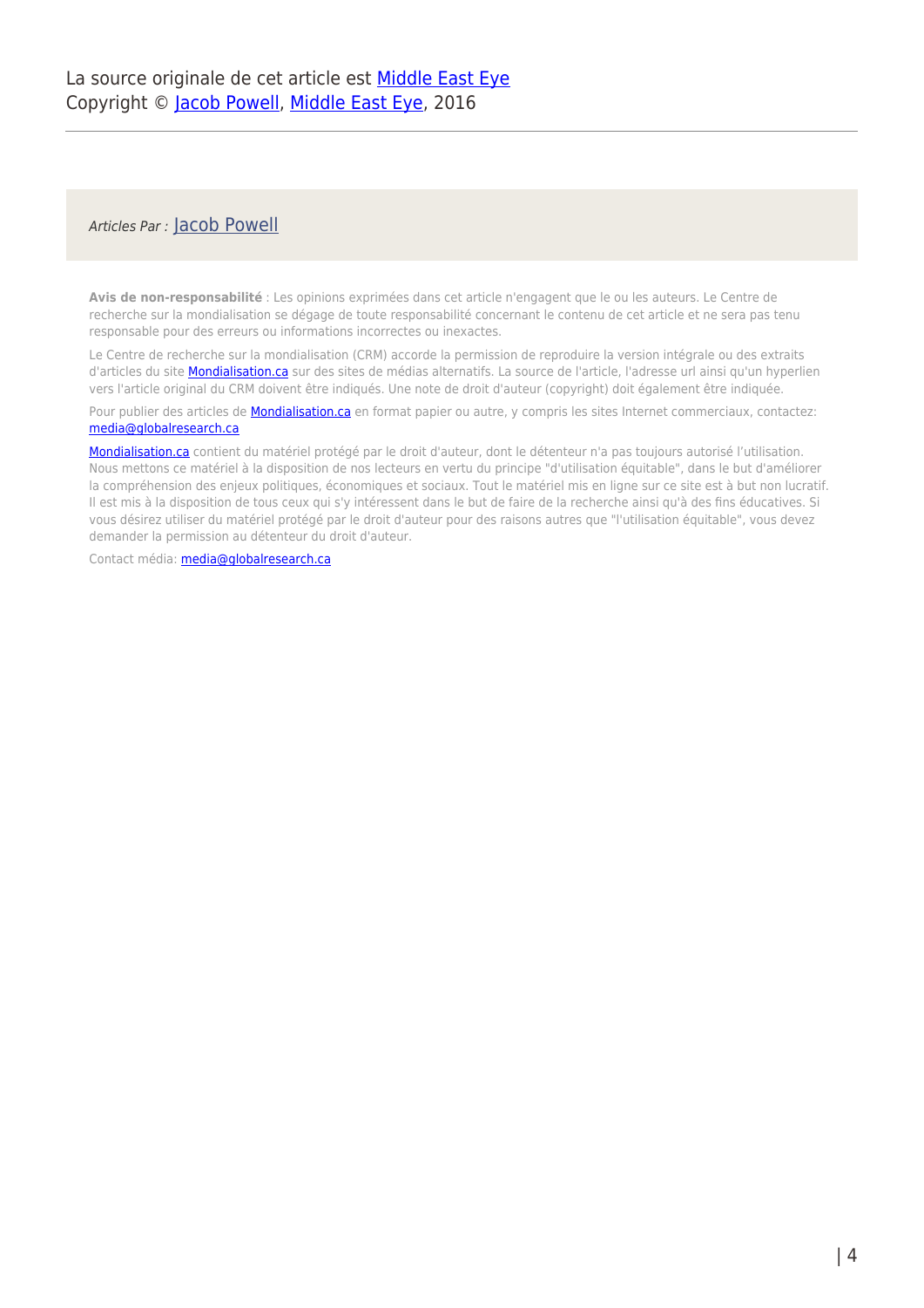La source originale de cet article est Middle East Eye
Copyright © Jacob Powell, Middle East Eye, 2016

---

*Articles Par :* Jacob Powell

**Avis de non-responsabilité** : Les opinions exprimées dans cet article n'engagent que le ou les auteurs. Le Centre de recherche sur la mondialisation se dégage de toute responsabilité concernant le contenu de cet article et ne sera pas tenu responsable pour des erreurs ou informations incorrectes ou inexactes.

Le Centre de recherche sur la mondialisation (CRM) accorde la permission de reproduire la version intégrale ou des extraits d'articles du site Mondialisation.ca sur des sites de médias alternatifs. La source de l'article, l'adresse url ainsi qu'un hyperlien vers l'article original du CRM doivent être indiqués. Une note de droit d'auteur (copyright) doit également être indiquée.

Pour publier des articles de Mondialisation.ca en format papier ou autre, y compris les sites Internet commerciaux, contactez: media@globalresearch.ca

Mondialisation.ca contient du matériel protégé par le droit d'auteur, dont le détenteur n'a pas toujours autorisé l'utilisation. Nous mettons ce matériel à la disposition de nos lecteurs en vertu du principe "d'utilisation équitable", dans le but d'améliorer la compréhension des enjeux politiques, économiques et sociaux. Tout le matériel mis en ligne sur ce site est à but non lucratif. Il est mis à la disposition de tous ceux qui s'y intéressent dans le but de faire de la recherche ainsi qu'à des fins éducatives. Si vous désirez utiliser du matériel protégé par le droit d'auteur pour des raisons autres que "l'utilisation équitable", vous devez demander la permission au détenteur du droit d'auteur.

Contact média: media@globalresearch.ca